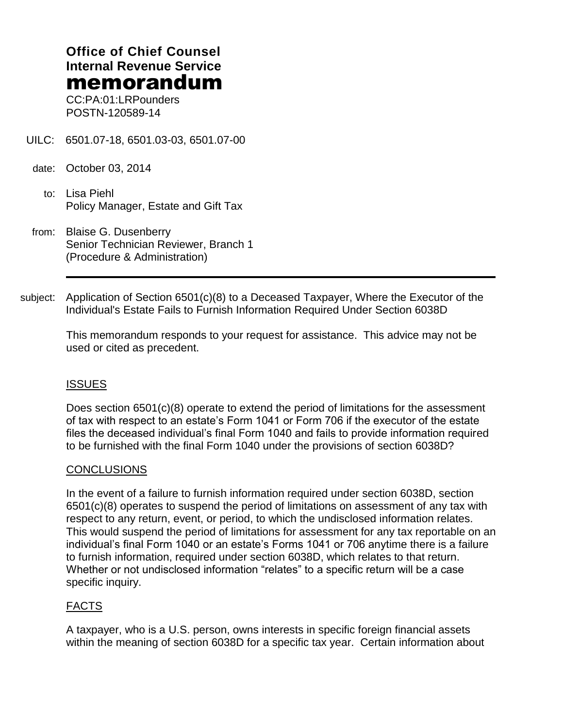**Office of Chief Counsel**
**Internal Revenue Service**
# memorandum

CC:PA:01:LRPounders
POSTN-120589-14

UILC: 6501.07-18, 6501.03-03, 6501.07-00

date: October 03, 2014

to: Lisa Piehl
Policy Manager, Estate and Gift Tax

from: Blaise G. Dusenberry
Senior Technician Reviewer, Branch 1
(Procedure & Administration)

---

subject: Application of Section 6501(c)(8) to a Deceased Taxpayer, Where the Executor of the Individual's Estate Fails to Furnish Information Required Under Section 6038D

This memorandum responds to your request for assistance. This advice may not be used or cited as precedent.

## ISSUES

Does section 6501(c)(8) operate to extend the period of limitations for the assessment of tax with respect to an estate's Form 1041 or Form 706 if the executor of the estate files the deceased individual's final Form 1040 and fails to provide information required to be furnished with the final Form 1040 under the provisions of section 6038D?

## CONCLUSIONS

In the event of a failure to furnish information required under section 6038D, section 6501(c)(8) operates to suspend the period of limitations on assessment of any tax with respect to any return, event, or period, to which the undisclosed information relates. This would suspend the period of limitations for assessment for any tax reportable on an individual's final Form 1040 or an estate's Forms 1041 or 706 anytime there is a failure to furnish information, required under section 6038D, which relates to that return. Whether or not undisclosed information "relates" to a specific return will be a case specific inquiry.

## FACTS

A taxpayer, who is a U.S. person, owns interests in specific foreign financial assets within the meaning of section 6038D for a specific tax year. Certain information about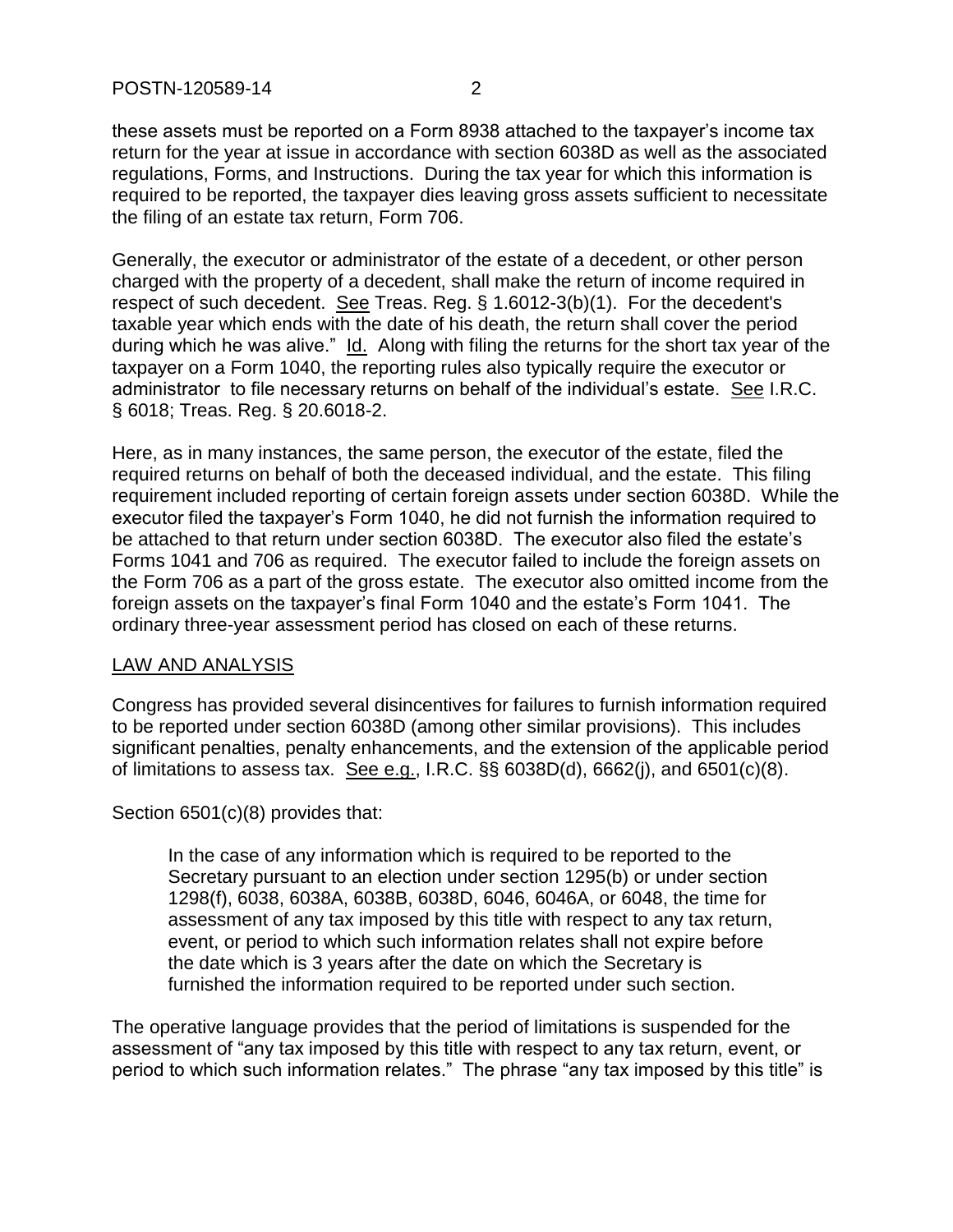these assets must be reported on a Form 8938 attached to the taxpayer's income tax return for the year at issue in accordance with section 6038D as well as the associated regulations, Forms, and Instructions. During the tax year for which this information is required to be reported, the taxpayer dies leaving gross assets sufficient to necessitate the filing of an estate tax return, Form 706.

Generally, the executor or administrator of the estate of a decedent, or other person charged with the property of a decedent, shall make the return of income required in respect of such decedent. See Treas. Reg. § 1.6012-3(b)(1). For the decedent's taxable year which ends with the date of his death, the return shall cover the period during which he was alive." Id. Along with filing the returns for the short tax year of the taxpayer on a Form 1040, the reporting rules also typically require the executor or administrator to file necessary returns on behalf of the individual's estate. See I.R.C. § 6018; Treas. Reg. § 20.6018-2.

Here, as in many instances, the same person, the executor of the estate, filed the required returns on behalf of both the deceased individual, and the estate. This filing requirement included reporting of certain foreign assets under section 6038D. While the executor filed the taxpayer's Form 1040, he did not furnish the information required to be attached to that return under section 6038D. The executor also filed the estate's Forms 1041 and 706 as required. The executor failed to include the foreign assets on the Form 706 as a part of the gross estate. The executor also omitted income from the foreign assets on the taxpayer's final Form 1040 and the estate's Form 1041. The ordinary three-year assessment period has closed on each of these returns.

## LAW AND ANALYSIS

Congress has provided several disincentives for failures to furnish information required to be reported under section 6038D (among other similar provisions). This includes significant penalties, penalty enhancements, and the extension of the applicable period of limitations to assess tax. See e.g., I.R.C. §§ 6038D(d), 6662(j), and 6501(c)(8).

Section 6501(c)(8) provides that:

> In the case of any information which is required to be reported to the Secretary pursuant to an election under section 1295(b) or under section 1298(f), 6038, 6038A, 6038B, 6038D, 6046, 6046A, or 6048, the time for assessment of any tax imposed by this title with respect to any tax return, event, or period to which such information relates shall not expire before the date which is 3 years after the date on which the Secretary is furnished the information required to be reported under such section.

The operative language provides that the period of limitations is suspended for the assessment of "any tax imposed by this title with respect to any tax return, event, or period to which such information relates." The phrase "any tax imposed by this title" is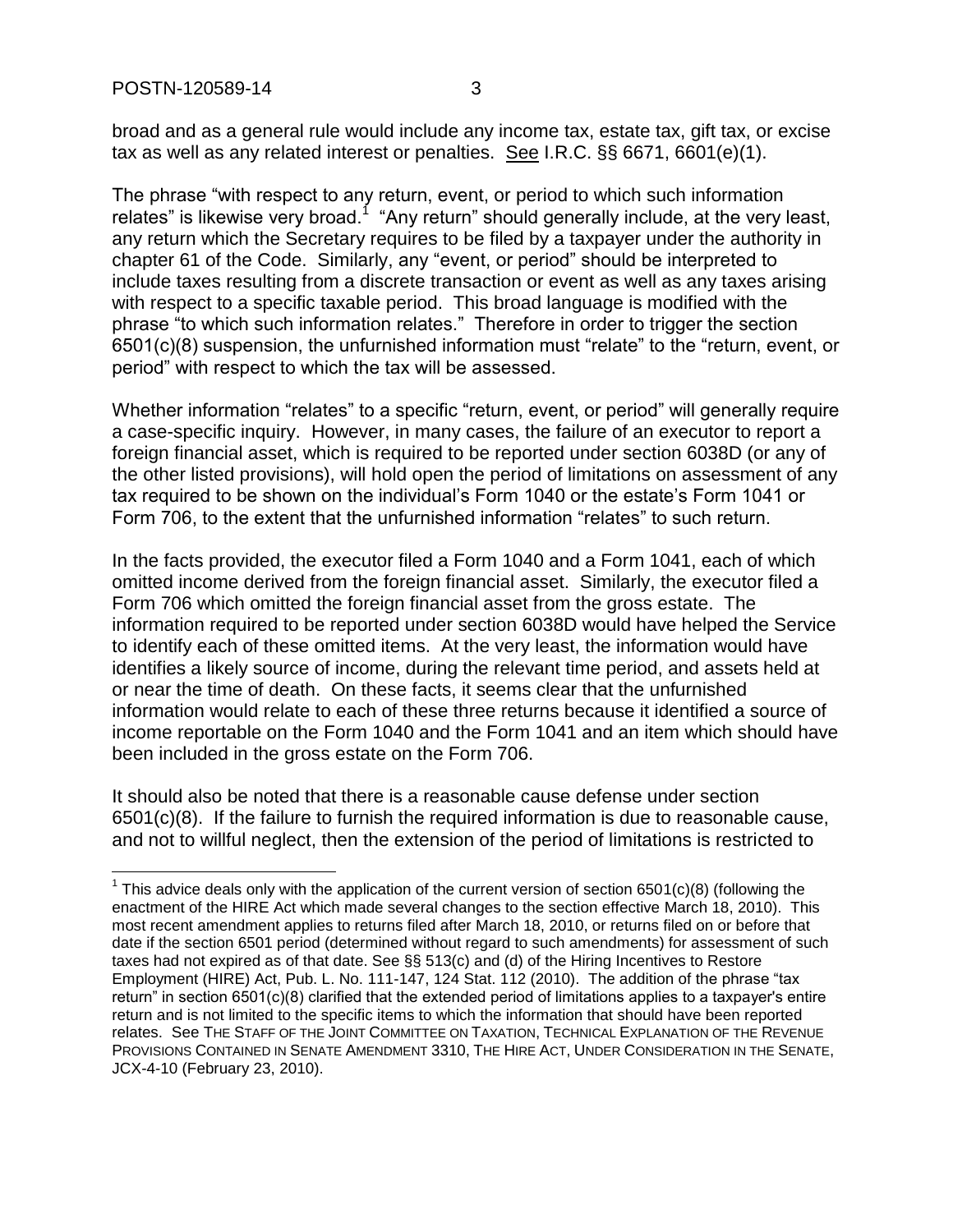broad and as a general rule would include any income tax, estate tax, gift tax, or excise tax as well as any related interest or penalties. See I.R.C. §§ 6671, 6601(e)(1).

The phrase "with respect to any return, event, or period to which such information relates" is likewise very broad.[1] "Any return" should generally include, at the very least, any return which the Secretary requires to be filed by a taxpayer under the authority in chapter 61 of the Code. Similarly, any "event, or period" should be interpreted to include taxes resulting from a discrete transaction or event as well as any taxes arising with respect to a specific taxable period. This broad language is modified with the phrase "to which such information relates." Therefore in order to trigger the section 6501(c)(8) suspension, the unfurnished information must "relate" to the "return, event, or period" with respect to which the tax will be assessed.

Whether information "relates" to a specific "return, event, or period" will generally require a case-specific inquiry. However, in many cases, the failure of an executor to report a foreign financial asset, which is required to be reported under section 6038D (or any of the other listed provisions), will hold open the period of limitations on assessment of any tax required to be shown on the individual's Form 1040 or the estate's Form 1041 or Form 706, to the extent that the unfurnished information "relates" to such return.

In the facts provided, the executor filed a Form 1040 and a Form 1041, each of which omitted income derived from the foreign financial asset. Similarly, the executor filed a Form 706 which omitted the foreign financial asset from the gross estate. The information required to be reported under section 6038D would have helped the Service to identify each of these omitted items. At the very least, the information would have identifies a likely source of income, during the relevant time period, and assets held at or near the time of death. On these facts, it seems clear that the unfurnished information would relate to each of these three returns because it identified a source of income reportable on the Form 1040 and the Form 1041 and an item which should have been included in the gross estate on the Form 706.

It should also be noted that there is a reasonable cause defense under section 6501(c)(8). If the failure to furnish the required information is due to reasonable cause, and not to willful neglect, then the extension of the period of limitations is restricted to

---

[1] This advice deals only with the application of the current version of section 6501(c)(8) (following the enactment of the HIRE Act which made several changes to the section effective March 18, 2010). This most recent amendment applies to returns filed after March 18, 2010, or returns filed on or before that date if the section 6501 period (determined without regard to such amendments) for assessment of such taxes had not expired as of that date. See §§ 513(c) and (d) of the Hiring Incentives to Restore Employment (HIRE) Act, Pub. L. No. 111-147, 124 Stat. 112 (2010). The addition of the phrase "tax return" in section 6501(c)(8) clarified that the extended period of limitations applies to a taxpayer's entire return and is not limited to the specific items to which the information that should have been reported relates. See THE STAFF OF THE JOINT COMMITTEE ON TAXATION, TECHNICAL EXPLANATION OF THE REVENUE PROVISIONS CONTAINED IN SENATE AMENDMENT 3310, THE HIRE ACT, UNDER CONSIDERATION IN THE SENATE, JCX-4-10 (February 23, 2010).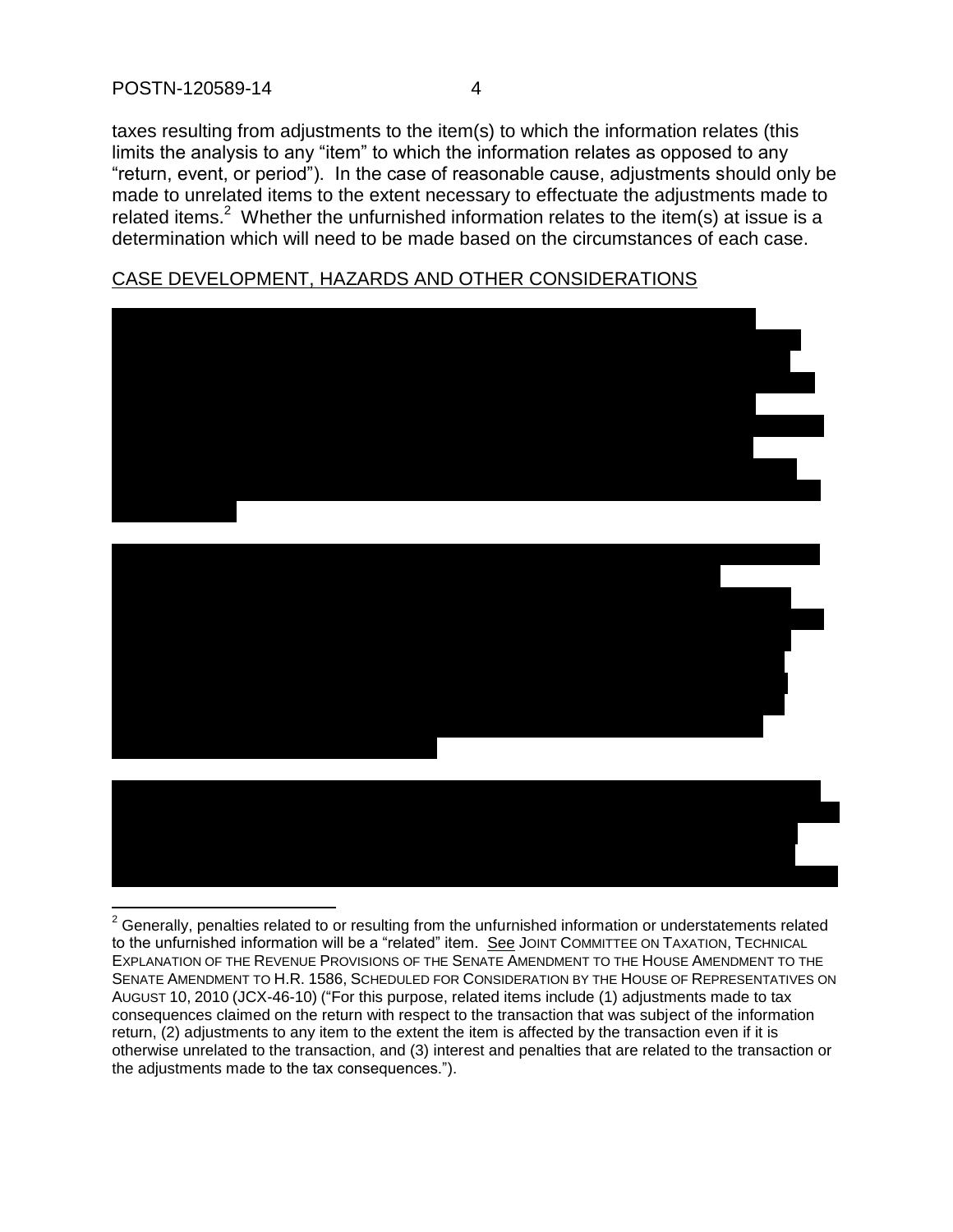taxes resulting from adjustments to the item(s) to which the information relates (this limits the analysis to any "item" to which the information relates as opposed to any "return, event, or period"). In the case of reasonable cause, adjustments should only be made to unrelated items to the extent necessary to effectuate the adjustments made to related items.[2] Whether the unfurnished information relates to the item(s) at issue is a determination which will need to be made based on the circumstances of each case.

CASE DEVELOPMENT, HAZARDS AND OTHER CONSIDERATIONS

---

[2] Generally, penalties related to or resulting from the unfurnished information or understatements related to the unfurnished information will be a "related" item. See JOINT COMMITTEE ON TAXATION, TECHNICAL EXPLANATION OF THE REVENUE PROVISIONS OF THE SENATE AMENDMENT TO THE HOUSE AMENDMENT TO THE SENATE AMENDMENT TO H.R. 1586, SCHEDULED FOR CONSIDERATION BY THE HOUSE OF REPRESENTATIVES ON AUGUST 10, 2010 (JCX-46-10) ("For this purpose, related items include (1) adjustments made to tax consequences claimed on the return with respect to the transaction that was subject of the information return, (2) adjustments to any item to the extent the item is affected by the transaction even if it is otherwise unrelated to the transaction, and (3) interest and penalties that are related to the transaction or the adjustments made to the tax consequences.").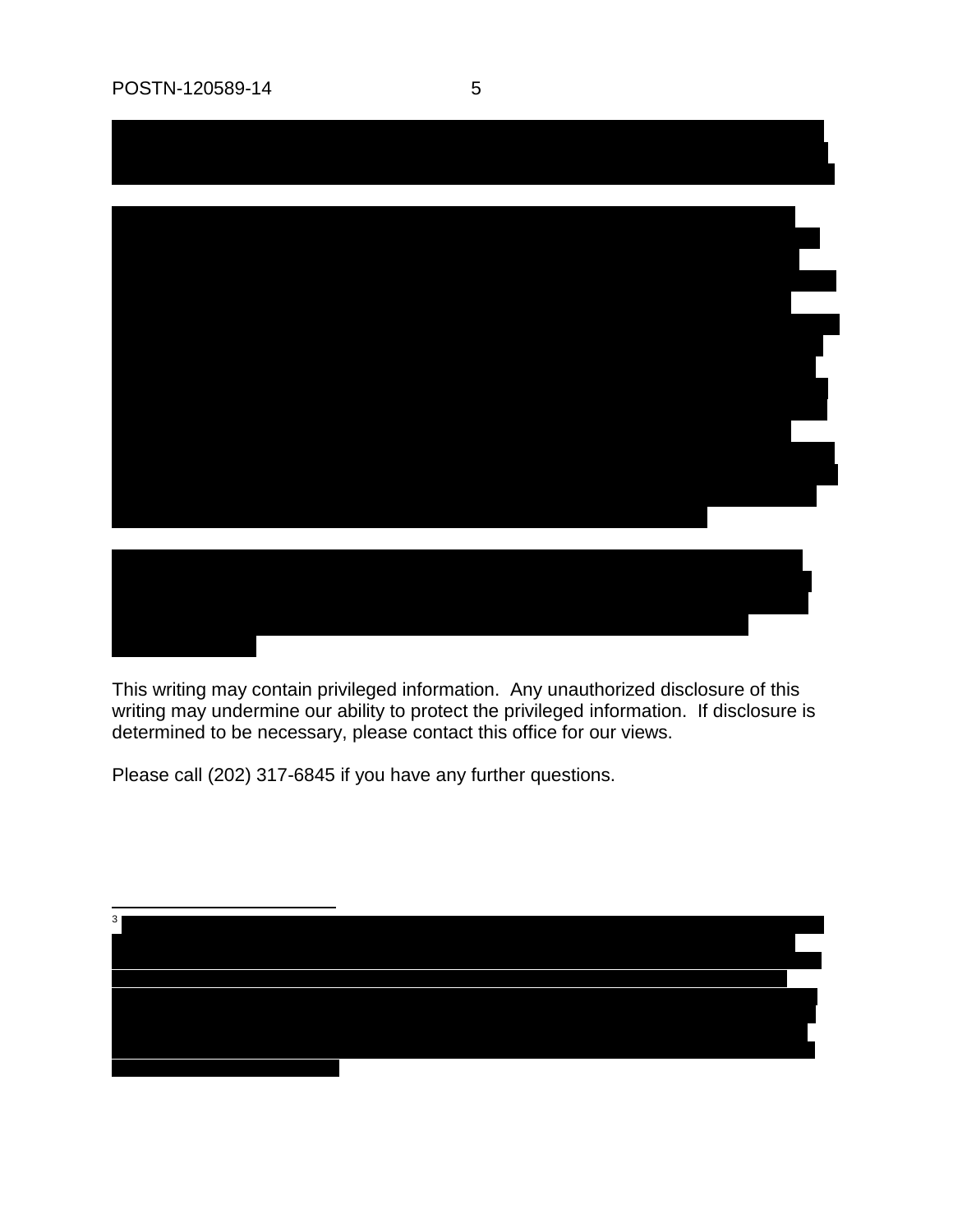This writing may contain privileged information. Any unauthorized disclosure of this writing may undermine our ability to protect the privileged information. If disclosure is determined to be necessary, please contact this office for our views.

Please call (202) 317-6845 if you have any further questions.